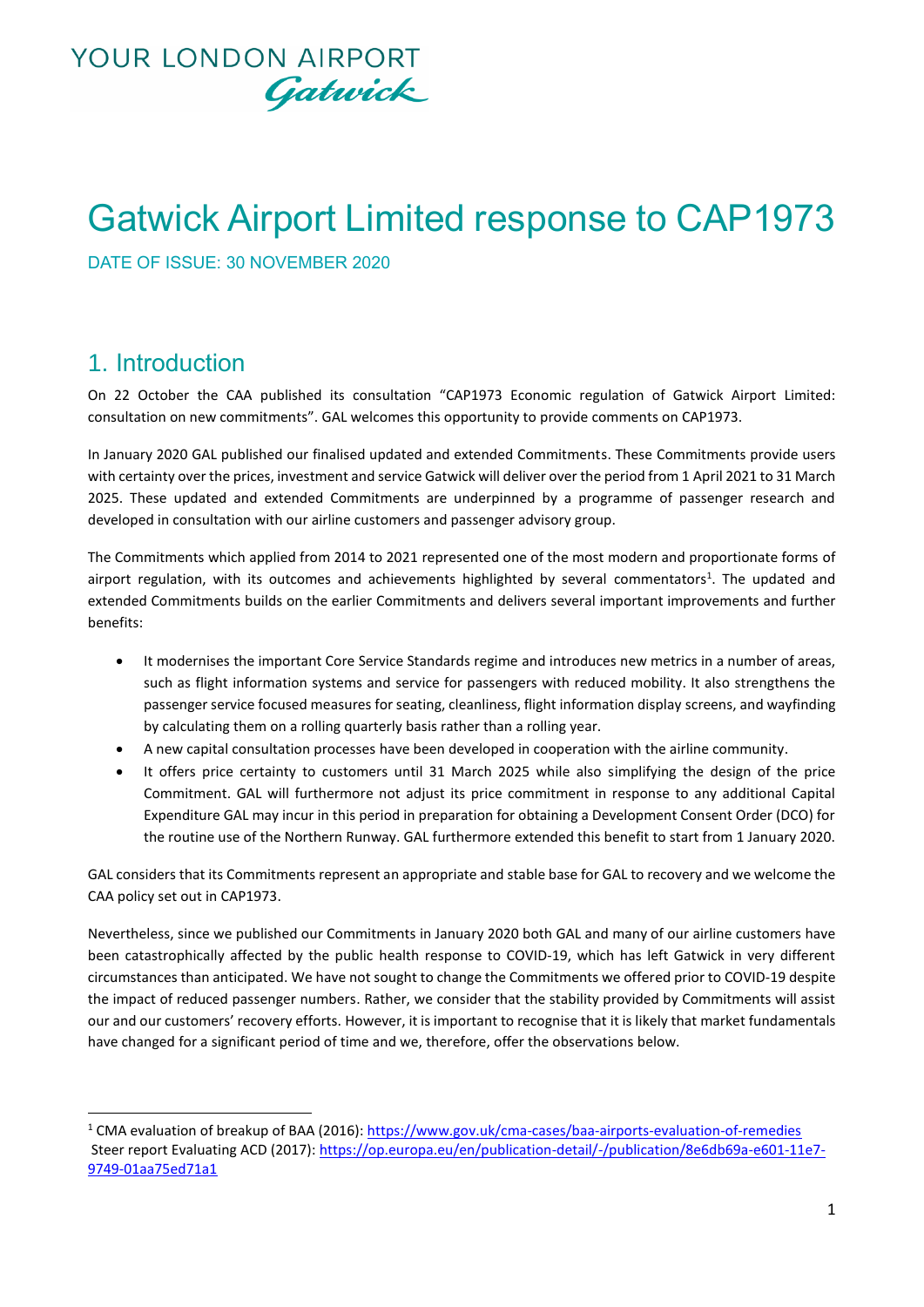YOUR LONDON AIRPORT
Gatwick

# Gatwick Airport Limited response to CAP1973

DATE OF ISSUE: 30 NOVEMBER 2020

## 1. Introduction

On 22 October the CAA published its consultation "CAP1973 Economic regulation of Gatwick Airport Limited: consultation on new commitments". GAL welcomes this opportunity to provide comments on CAP1973.

In January 2020 GAL published our finalised updated and extended Commitments. These Commitments provide users with certainty over the prices, investment and service Gatwick will deliver over the period from 1 April 2021 to 31 March 2025. These updated and extended Commitments are underpinned by a programme of passenger research and developed in consultation with our airline customers and passenger advisory group.

The Commitments which applied from 2014 to 2021 represented one of the most modern and proportionate forms of airport regulation, with its outcomes and achievements highlighted by several commentators[1]. The updated and extended Commitments builds on the earlier Commitments and delivers several important improvements and further benefits:

- It modernises the important Core Service Standards regime and introduces new metrics in a number of areas, such as flight information systems and service for passengers with reduced mobility. It also strengthens the passenger service focused measures for seating, cleanliness, flight information display screens, and wayfinding by calculating them on a rolling quarterly basis rather than a rolling year.
- A new capital consultation processes have been developed in cooperation with the airline community.
- It offers price certainty to customers until 31 March 2025 while also simplifying the design of the price Commitment. GAL will furthermore not adjust its price commitment in response to any additional Capital Expenditure GAL may incur in this period in preparation for obtaining a Development Consent Order (DCO) for the routine use of the Northern Runway. GAL furthermore extended this benefit to start from 1 January 2020.

GAL considers that its Commitments represent an appropriate and stable base for GAL to recovery and we welcome the CAA policy set out in CAP1973.

Nevertheless, since we published our Commitments in January 2020 both GAL and many of our airline customers have been catastrophically affected by the public health response to COVID-19, which has left Gatwick in very different circumstances than anticipated. We have not sought to change the Commitments we offered prior to COVID-19 despite the impact of reduced passenger numbers. Rather, we consider that the stability provided by Commitments will assist our and our customers' recovery efforts. However, it is important to recognise that it is likely that market fundamentals have changed for a significant period of time and we, therefore, offer the observations below.

---

[1] CMA evaluation of breakup of BAA (2016): https://www.gov.uk/cma-cases/baa-airports-evaluation-of-remedies
Steer report Evaluating ACD (2017): https://op.europa.eu/en/publication-detail/-/publication/8e6db69a-e601-11e7-9749-01aa75ed71a1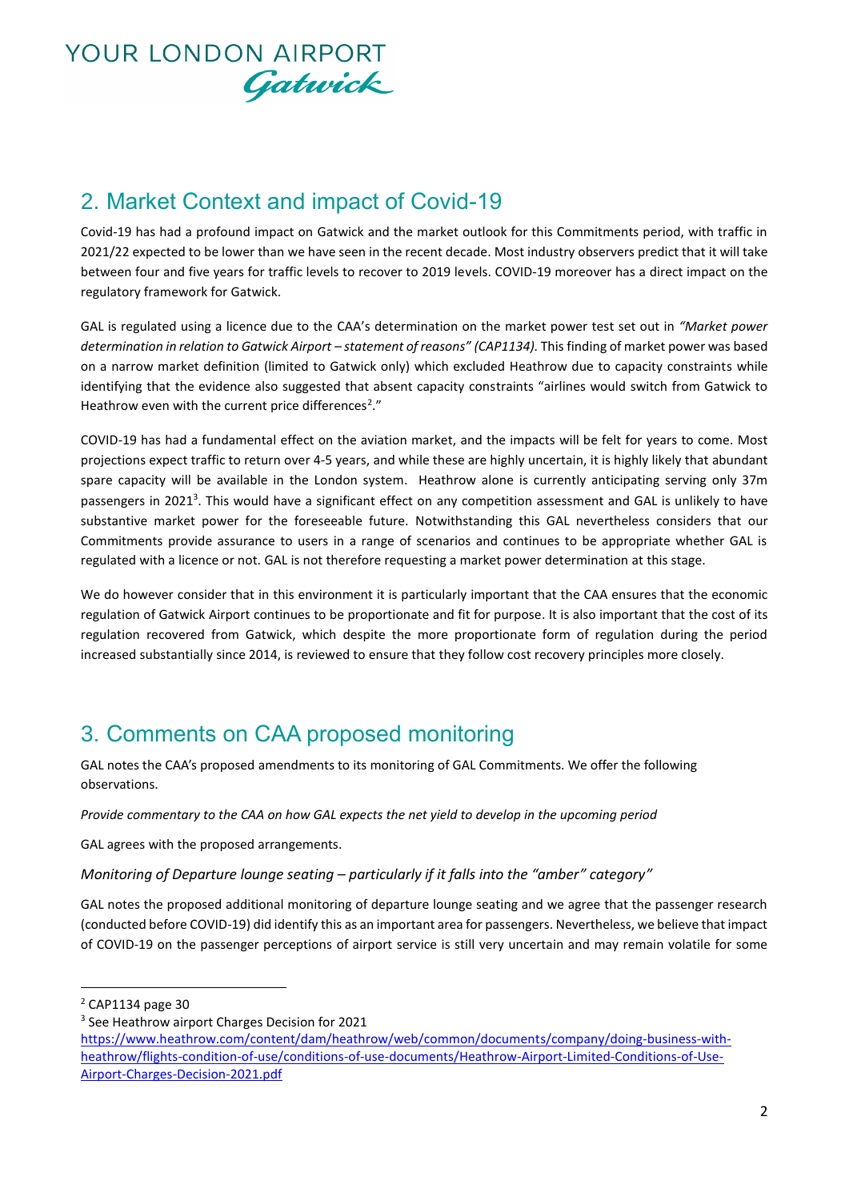## 2. Market Context and impact of Covid-19

Covid-19 has had a profound impact on Gatwick and the market outlook for this Commitments period, with traffic in 2021/22 expected to be lower than we have seen in the recent decade. Most industry observers predict that it will take between four and five years for traffic levels to recover to 2019 levels. COVID-19 moreover has a direct impact on the regulatory framework for Gatwick.

GAL is regulated using a licence due to the CAA's determination on the market power test set out in *"Market power determination in relation to Gatwick Airport – statement of reasons" (CAP1134).* This finding of market power was based on a narrow market definition (limited to Gatwick only) which excluded Heathrow due to capacity constraints while identifying that the evidence also suggested that absent capacity constraints "airlines would switch from Gatwick to Heathrow even with the current price differences[2]."

COVID-19 has had a fundamental effect on the aviation market, and the impacts will be felt for years to come. Most projections expect traffic to return over 4-5 years, and while these are highly uncertain, it is highly likely that abundant spare capacity will be available in the London system. Heathrow alone is currently anticipating serving only 37m passengers in 2021[3]. This would have a significant effect on any competition assessment and GAL is unlikely to have substantive market power for the foreseeable future. Notwithstanding this GAL nevertheless considers that our Commitments provide assurance to users in a range of scenarios and continues to be appropriate whether GAL is regulated with a licence or not. GAL is not therefore requesting a market power determination at this stage.

We do however consider that in this environment it is particularly important that the CAA ensures that the economic regulation of Gatwick Airport continues to be proportionate and fit for purpose. It is also important that the cost of its regulation recovered from Gatwick, which despite the more proportionate form of regulation during the period increased substantially since 2014, is reviewed to ensure that they follow cost recovery principles more closely.

## 3. Comments on CAA proposed monitoring

GAL notes the CAA's proposed amendments to its monitoring of GAL Commitments. We offer the following observations.

*Provide commentary to the CAA on how GAL expects the net yield to develop in the upcoming period*

GAL agrees with the proposed arrangements.

*Monitoring of Departure lounge seating – particularly if it falls into the "amber" category"*

GAL notes the proposed additional monitoring of departure lounge seating and we agree that the passenger research (conducted before COVID-19) did identify this as an important area for passengers. Nevertheless, we believe that impact of COVID-19 on the passenger perceptions of airport service is still very uncertain and may remain volatile for some

---

[2] CAP1134 page 30

[3] See Heathrow airport Charges Decision for 2021 https://www.heathrow.com/content/dam/heathrow/web/common/documents/company/doing-business-with-heathrow/flights-condition-of-use/conditions-of-use-documents/Heathrow-Airport-Limited-Conditions-of-Use-Airport-Charges-Decision-2021.pdf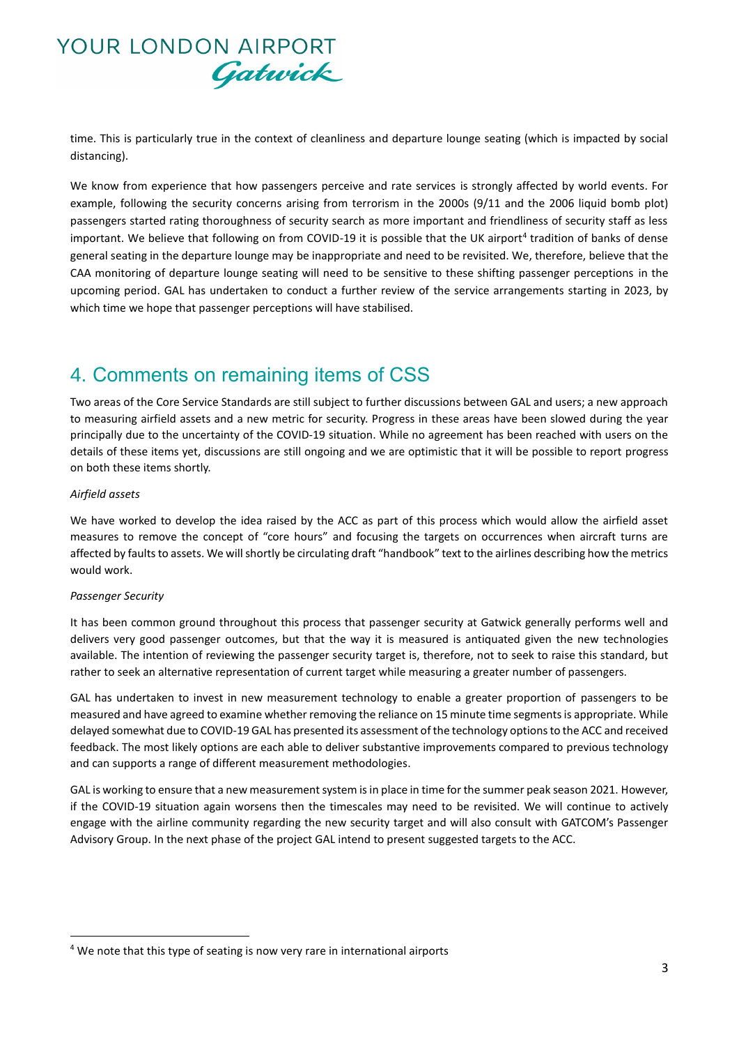time. This is particularly true in the context of cleanliness and departure lounge seating (which is impacted by social distancing).

We know from experience that how passengers perceive and rate services is strongly affected by world events. For example, following the security concerns arising from terrorism in the 2000s (9/11 and the 2006 liquid bomb plot) passengers started rating thoroughness of security search as more important and friendliness of security staff as less important. We believe that following on from COVID-19 it is possible that the UK airport[4] tradition of banks of dense general seating in the departure lounge may be inappropriate and need to be revisited. We, therefore, believe that the CAA monitoring of departure lounge seating will need to be sensitive to these shifting passenger perceptions in the upcoming period. GAL has undertaken to conduct a further review of the service arrangements starting in 2023, by which time we hope that passenger perceptions will have stabilised.

## 4. Comments on remaining items of CSS

Two areas of the Core Service Standards are still subject to further discussions between GAL and users; a new approach to measuring airfield assets and a new metric for security. Progress in these areas have been slowed during the year principally due to the uncertainty of the COVID-19 situation. While no agreement has been reached with users on the details of these items yet, discussions are still ongoing and we are optimistic that it will be possible to report progress on both these items shortly.

*Airfield assets*

We have worked to develop the idea raised by the ACC as part of this process which would allow the airfield asset measures to remove the concept of "core hours" and focusing the targets on occurrences when aircraft turns are affected by faults to assets. We will shortly be circulating draft "handbook" text to the airlines describing how the metrics would work.

*Passenger Security*

It has been common ground throughout this process that passenger security at Gatwick generally performs well and delivers very good passenger outcomes, but that the way it is measured is antiquated given the new technologies available. The intention of reviewing the passenger security target is, therefore, not to seek to raise this standard, but rather to seek an alternative representation of current target while measuring a greater number of passengers.

GAL has undertaken to invest in new measurement technology to enable a greater proportion of passengers to be measured and have agreed to examine whether removing the reliance on 15 minute time segments is appropriate. While delayed somewhat due to COVID-19 GAL has presented its assessment of the technology options to the ACC and received feedback. The most likely options are each able to deliver substantive improvements compared to previous technology and can supports a range of different measurement methodologies.

GAL is working to ensure that a new measurement system is in place in time for the summer peak season 2021. However, if the COVID-19 situation again worsens then the timescales may need to be revisited. We will continue to actively engage with the airline community regarding the new security target and will also consult with GATCOM's Passenger Advisory Group. In the next phase of the project GAL intend to present suggested targets to the ACC.

[4] We note that this type of seating is now very rare in international airports